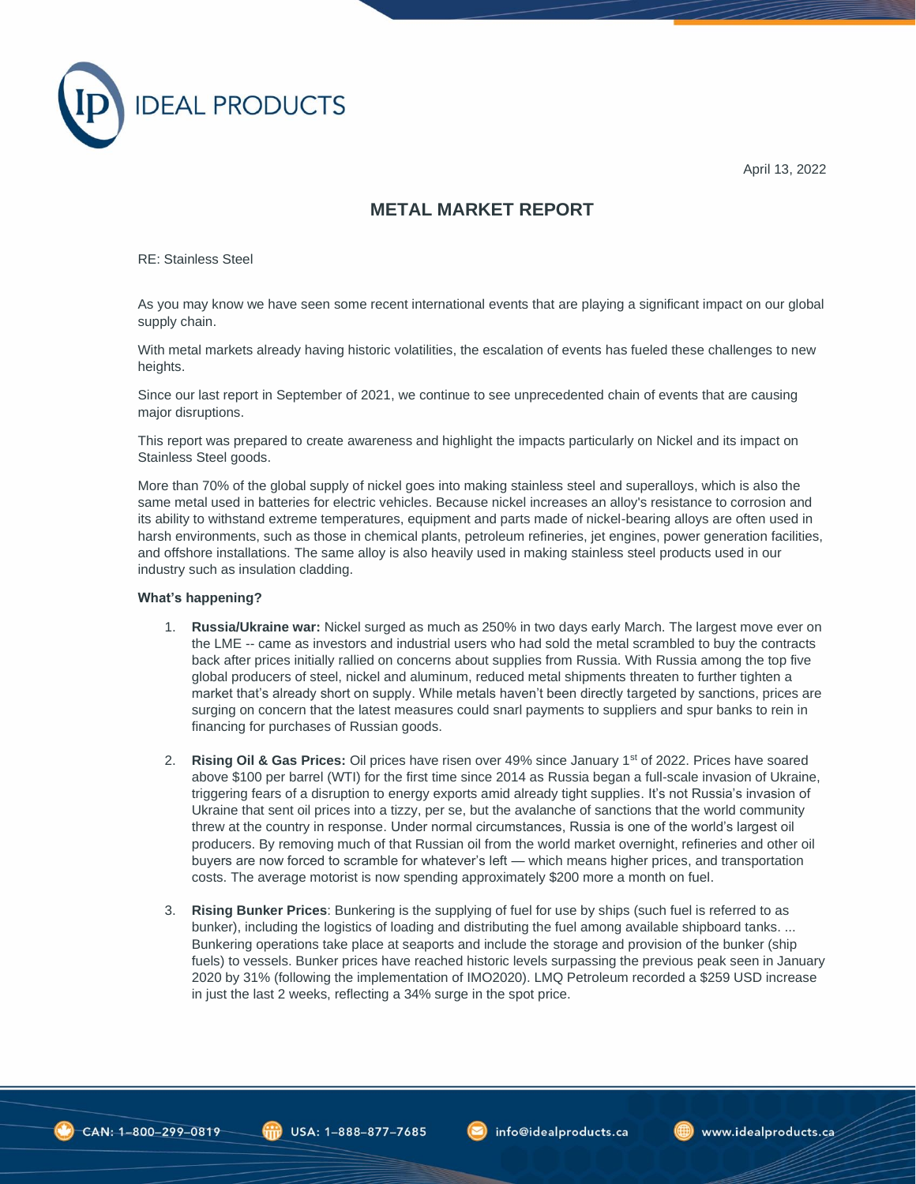IDEAL PRODUCTS

April 13, 2022

# METAL MARKET REPORT

RE: Stainless Steel

As you may know we have seen some recent international events that are playing a significant impact on our global supply chain.

With metal markets already having historic volatilities, the escalation of events has fueled these challenges to new heights.

Since our last report in September of 2021, we continue to see unprecedented chain of events that are causing major disruptions.

This report was prepared to create awareness and highlight the impacts particularly on Nickel and its impact on Stainless Steel goods.

More than 70% of the global supply of nickel goes into making stainless steel and superalloys, which is also the same metal used in batteries for electric vehicles. Because nickel increases an alloy's resistance to corrosion and its ability to withstand extreme temperatures, equipment and parts made of nickel-bearing alloys are often used in harsh environments, such as those in chemical plants, petroleum refineries, jet engines, power generation facilities, and offshore installations. The same alloy is also heavily used in making stainless steel products used in our industry such as insulation cladding.

**What's happening?**

1. **Russia/Ukraine war:** Nickel surged as much as 250% in two days early March. The largest move ever on the LME -- came as investors and industrial users who had sold the metal scrambled to buy the contracts back after prices initially rallied on concerns about supplies from Russia. With Russia among the top five global producers of steel, nickel and aluminum, reduced metal shipments threaten to further tighten a market that's already short on supply. While metals haven't been directly targeted by sanctions, prices are surging on concern that the latest measures could snarl payments to suppliers and spur banks to rein in financing for purchases of Russian goods.

2. **Rising Oil & Gas Prices:** Oil prices have risen over 49% since January 1st of 2022. Prices have soared above $100 per barrel (WTI) for the first time since 2014 as Russia began a full-scale invasion of Ukraine, triggering fears of a disruption to energy exports amid already tight supplies. It's not Russia's invasion of Ukraine that sent oil prices into a tizzy, per se, but the avalanche of sanctions that the world community threw at the country in response. Under normal circumstances, Russia is one of the world's largest oil producers. By removing much of that Russian oil from the world market overnight, refineries and other oil buyers are now forced to scramble for whatever's left — which means higher prices, and transportation costs. The average motorist is now spending approximately $200 more a month on fuel.

3. **Rising Bunker Prices**: Bunkering is the supplying of fuel for use by ships (such fuel is referred to as bunker), including the logistics of loading and distributing the fuel among available shipboard tanks. ... Bunkering operations take place at seaports and include the storage and provision of the bunker (ship fuels) to vessels. Bunker prices have reached historic levels surpassing the previous peak seen in January 2020 by 31% (following the implementation of IMO2020). LMQ Petroleum recorded a $259 USD increase in just the last 2 weeks, reflecting a 34% surge in the spot price.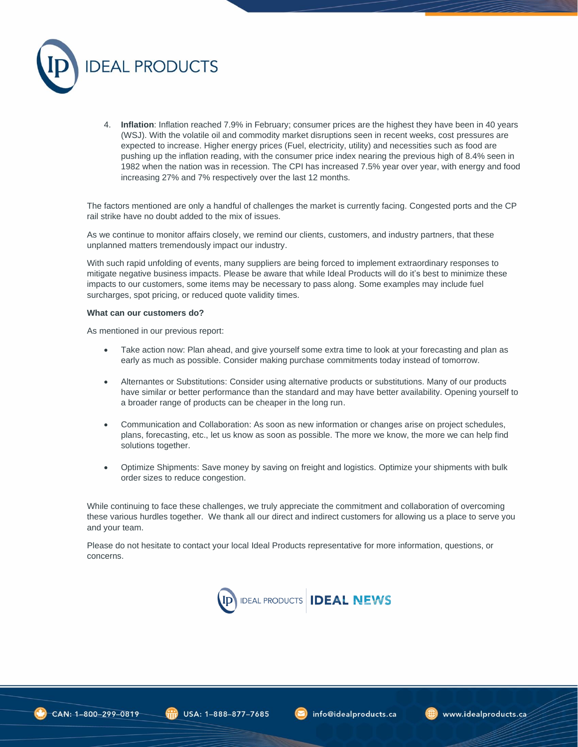4. **Inflation**: Inflation reached 7.9% in February; consumer prices are the highest they have been in 40 years (WSJ). With the volatile oil and commodity market disruptions seen in recent weeks, cost pressures are expected to increase. Higher energy prices (Fuel, electricity, utility) and necessities such as food are pushing up the inflation reading, with the consumer price index nearing the previous high of 8.4% seen in 1982 when the nation was in recession. The CPI has increased 7.5% year over year, with energy and food increasing 27% and 7% respectively over the last 12 months.

The factors mentioned are only a handful of challenges the market is currently facing. Congested ports and the CP rail strike have no doubt added to the mix of issues.

As we continue to monitor affairs closely, we remind our clients, customers, and industry partners, that these unplanned matters tremendously impact our industry.

With such rapid unfolding of events, many suppliers are being forced to implement extraordinary responses to mitigate negative business impacts. Please be aware that while Ideal Products will do it's best to minimize these impacts to our customers, some items may be necessary to pass along. Some examples may include fuel surcharges, spot pricing, or reduced quote validity times.

**What can our customers do?**

As mentioned in our previous report:

- Take action now: Plan ahead, and give yourself some extra time to look at your forecasting and plan as early as much as possible. Consider making purchase commitments today instead of tomorrow.

- Alternantes or Substitutions: Consider using alternative products or substitutions. Many of our products have similar or better performance than the standard and may have better availability. Opening yourself to a broader range of products can be cheaper in the long run.

- Communication and Collaboration: As soon as new information or changes arise on project schedules, plans, forecasting, etc., let us know as soon as possible. The more we know, the more we can help find solutions together.

- Optimize Shipments: Save money by saving on freight and logistics. Optimize your shipments with bulk order sizes to reduce congestion.

While continuing to face these challenges, we truly appreciate the commitment and collaboration of overcoming these various hurdles together. We thank all our direct and indirect customers for allowing us a place to serve you and your team.

Please do not hesitate to contact your local Ideal Products representative for more information, questions, or concerns.

IDEAL PRODUCTS | IDEAL NEWS

CAN: 1-800-299-0819 USA: 1-888-877-7685 info@idealproducts.ca www.idealproducts.ca